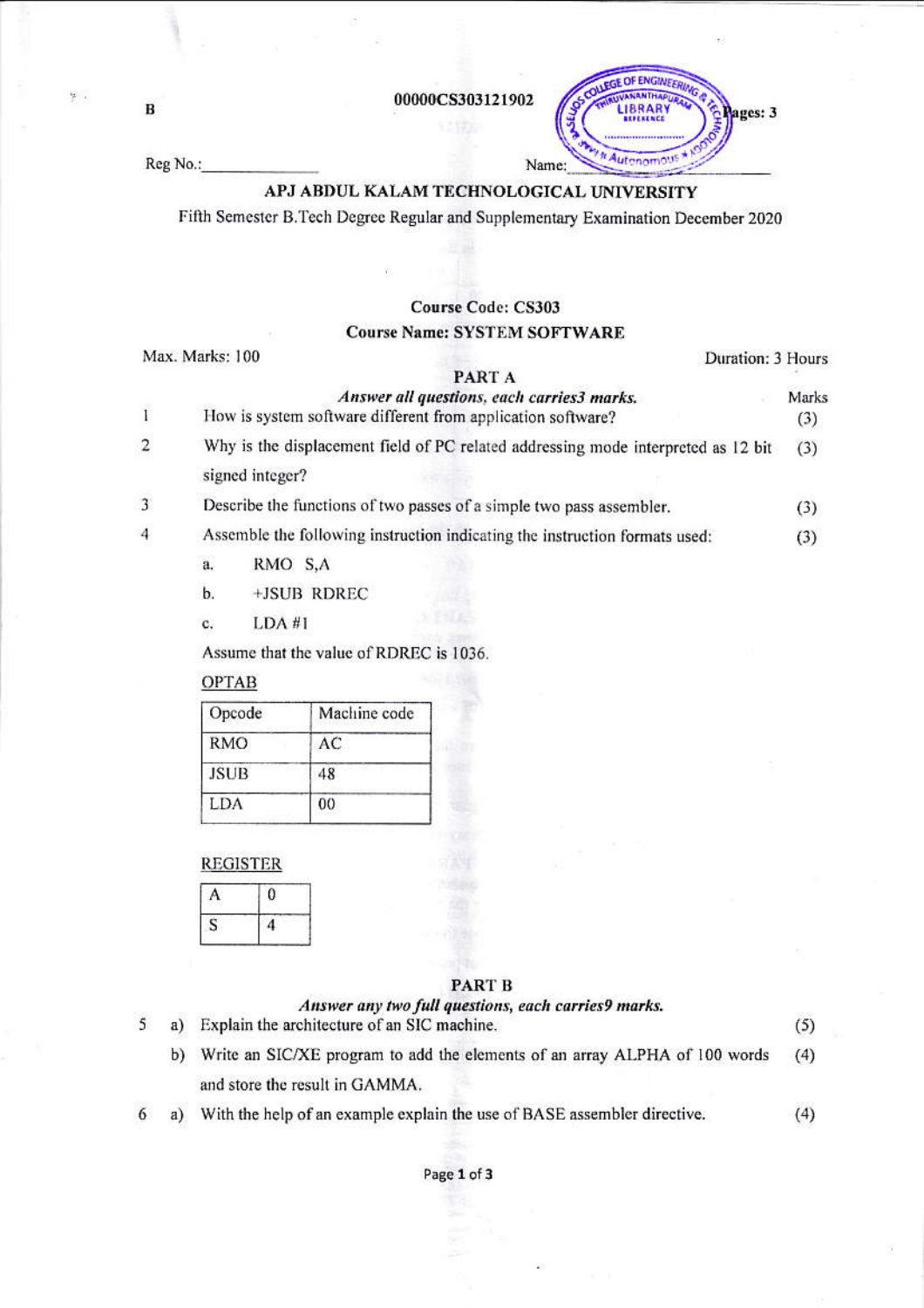B

00000CS303121902

Pages: 3

Reg No.:_______________ Name:_______________

## APJ ABDUL KALAM TECHNOLOGICAL UNIVERSITY

Fifth Semester B.Tech Degree Regular and Supplementary Examination December 2020

**Course Code: CS303**

**Course Name: SYSTEM SOFTWARE**

Max. Marks: 100 Duration: 3 Hours

### PART A

*Answer all questions, each carries3 marks.* Marks

1 How is system software different from application software? (3)

2 Why is the displacement field of PC related addressing mode interpreted as 12 bit signed integer? (3)

3 Describe the functions of two passes of a simple two pass assembler. (3)

4 Assemble the following instruction indicating the instruction formats used: (3)

a. RMO S,A

b. +JSUB RDREC

c. LDA #1

Assume that the value of RDREC is 1036.

OPTAB

| Opcode | Machine code |
|---|---|
| RMO | AC |
| JSUB | 48 |
| LDA | 00 |

REGISTER

| A | 0 |
|---|---|
| S | 4 |

### PART B

*Answer any two full questions, each carries9 marks.*

5 a) Explain the architecture of an SIC machine. (5)

b) Write an SIC/XE program to add the elements of an array ALPHA of 100 words and store the result in GAMMA. (4)

6 a) With the help of an example explain the use of BASE assembler directive. (4)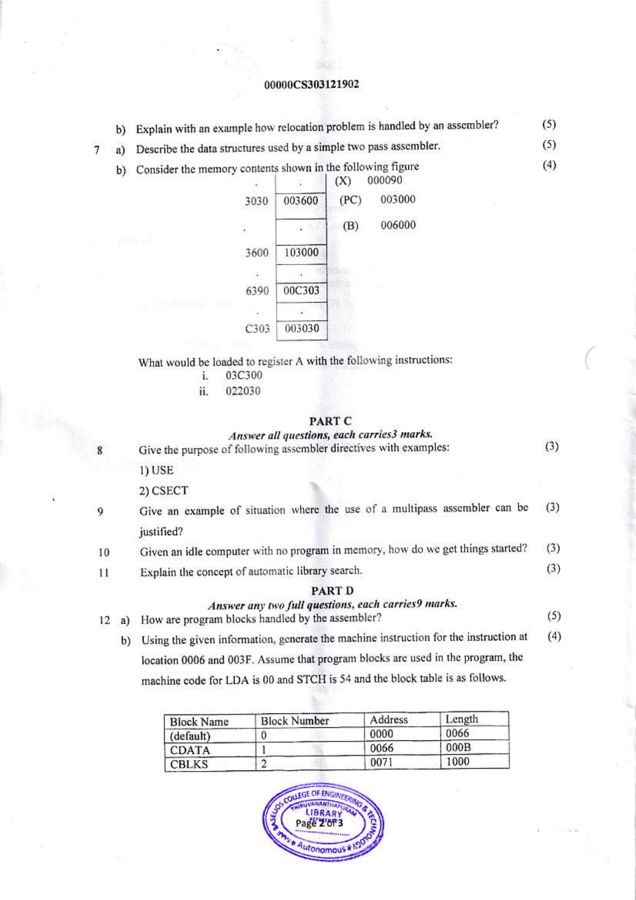00000CS303121902

b) Explain with an example how relocation problem is handled by an assembler? (5)

7 a) Describe the data structures used by a simple two pass assembler. (5)

b) Consider the memory contents shown in the following figure (4)

| Address | Contents |
|---|---|
| . | . |
| 3030 | 003600 |
| . | . |
| 3600 | 103000 |
| . | . |
| 6390 | 00C303 |
| . | . |
| C303 | 003030 |

| Register | Value |
|---|---|
| (X) | 000090 |
| (PC) | 003000 |
| (B) | 006000 |

What would be loaded to register A with the following instructions:

i. 03C300

ii. 022030

## PART C

*Answer all questions, each carries3 marks.*

8 Give the purpose of following assembler directives with examples: (3)

1) USE

2) CSECT

9 Give an example of situation where the use of a multipass assembler can be justified? (3)

10 Given an idle computer with no program in memory, how do we get things started? (3)

11 Explain the concept of automatic library search. (3)

## PART D

*Answer any two full questions, each carries9 marks.*

12 a) How are program blocks handled by the assembler? (5)

b) Using the given information, generate the machine instruction for the instruction at location 0006 and 003F. Assume that program blocks are used in the program, the machine code for LDA is 00 and STCH is 54 and the block table is as follows. (4)

| Block Name | Block Number | Address | Length |
|---|---|---|---|
| (default) | 0 | 0000 | 0066 |
| CDATA | 1 | 0066 | 000B |
| CBLKS | 2 | 0071 | 1000 |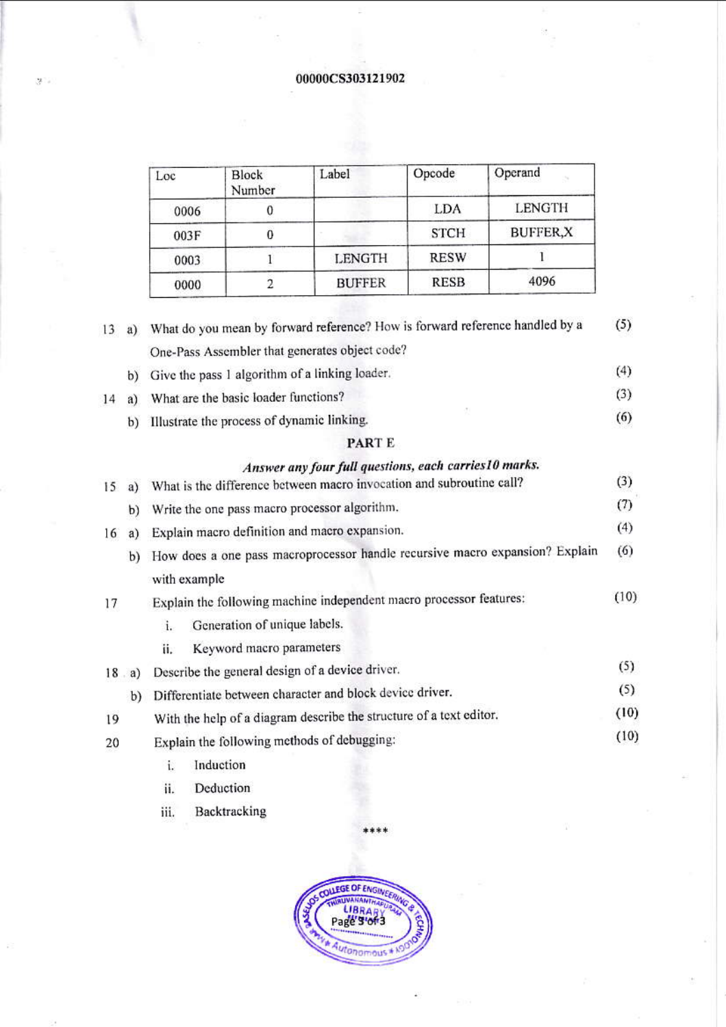00000CS303121902

| Loc | Block Number | Label | Opcode | Operand |
|---|---|---|---|---|
| 0006 | 0 | | LDA | LENGTH |
| 003F | 0 | | STCH | BUFFER,X |
| 0003 | 1 | LENGTH | RESW | 1 |
| 0000 | 2 | BUFFER | RESB | 4096 |

13 a) What do you mean by forward reference? How is forward reference handled by a One-Pass Assembler that generates object code? (5)

b) Give the pass 1 algorithm of a linking loader. (4)

14 a) What are the basic loader functions? (3)

b) Illustrate the process of dynamic linking. (6)

## PART E

***Answer any four full questions, each carries 10 marks.***

15 a) What is the difference between macro invocation and subroutine call? (3)

b) Write the one pass macro processor algorithm. (7)

16 a) Explain macro definition and macro expansion. (4)

b) How does a one pass macroprocessor handle recursive macro expansion? Explain with example (6)

17 Explain the following machine independent macro processor features: (10)

i. Generation of unique labels.

ii. Keyword macro parameters

18 a) Describe the general design of a device driver. (5)

b) Differentiate between character and block device driver. (5)

19 With the help of a diagram describe the structure of a text editor. (10)

20 Explain the following methods of debugging: (10)

i. Induction

ii. Deduction

iii. Backtracking

****